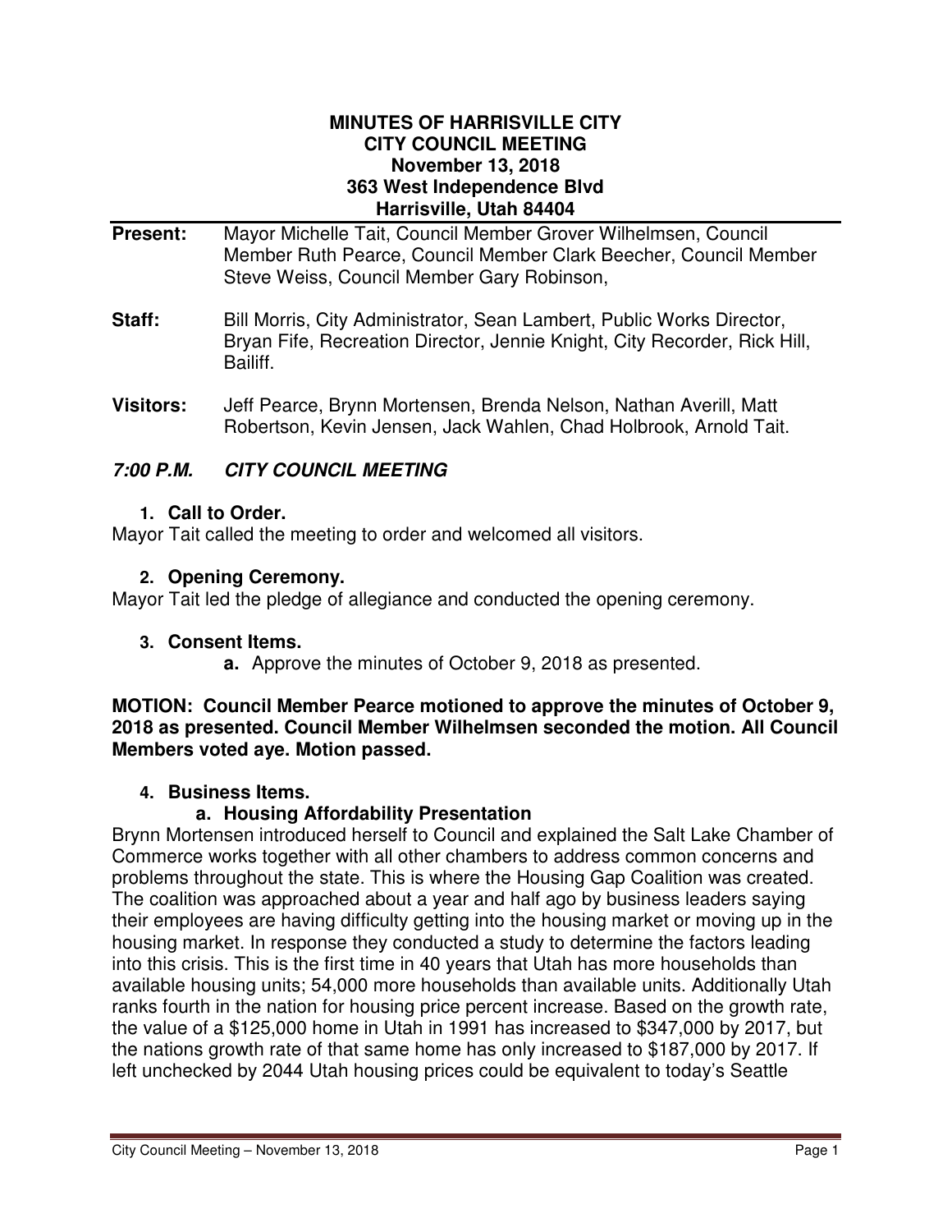# MINUTES OF HARRISVILLE CITY
# CITY COUNCIL MEETING
# November 13, 2018
# 363 West Independence Blvd
# Harrisville, Utah 84404

**Present:** Mayor Michelle Tait, Council Member Grover Wilhelmsen, Council Member Ruth Pearce, Council Member Clark Beecher, Council Member Steve Weiss, Council Member Gary Robinson,

**Staff:** Bill Morris, City Administrator, Sean Lambert, Public Works Director, Bryan Fife, Recreation Director, Jennie Knight, City Recorder, Rick Hill, Bailiff.

**Visitors:** Jeff Pearce, Brynn Mortensen, Brenda Nelson, Nathan Averill, Matt Robertson, Kevin Jensen, Jack Wahlen, Chad Holbrook, Arnold Tait.

## *7:00 P.M. CITY COUNCIL MEETING*

1. **Call to Order.**

Mayor Tait called the meeting to order and welcomed all visitors.

2. **Opening Ceremony.**

Mayor Tait led the pledge of allegiance and conducted the opening ceremony.

3. **Consent Items.**
   - **a.** Approve the minutes of October 9, 2018 as presented.

**MOTION: Council Member Pearce motioned to approve the minutes of October 9, 2018 as presented. Council Member Wilhelmsen seconded the motion. All Council Members voted aye. Motion passed.**

4. **Business Items.**
   - **a. Housing Affordability Presentation**

Brynn Mortensen introduced herself to Council and explained the Salt Lake Chamber of Commerce works together with all other chambers to address common concerns and problems throughout the state. This is where the Housing Gap Coalition was created. The coalition was approached about a year and half ago by business leaders saying their employees are having difficulty getting into the housing market or moving up in the housing market. In response they conducted a study to determine the factors leading into this crisis. This is the first time in 40 years that Utah has more households than available housing units; 54,000 more households than available units. Additionally Utah ranks fourth in the nation for housing price percent increase. Based on the growth rate, the value of a $125,000 home in Utah in 1991 has increased to $347,000 by 2017, but the nations growth rate of that same home has only increased to $187,000 by 2017. If left unchecked by 2044 Utah housing prices could be equivalent to today's Seattle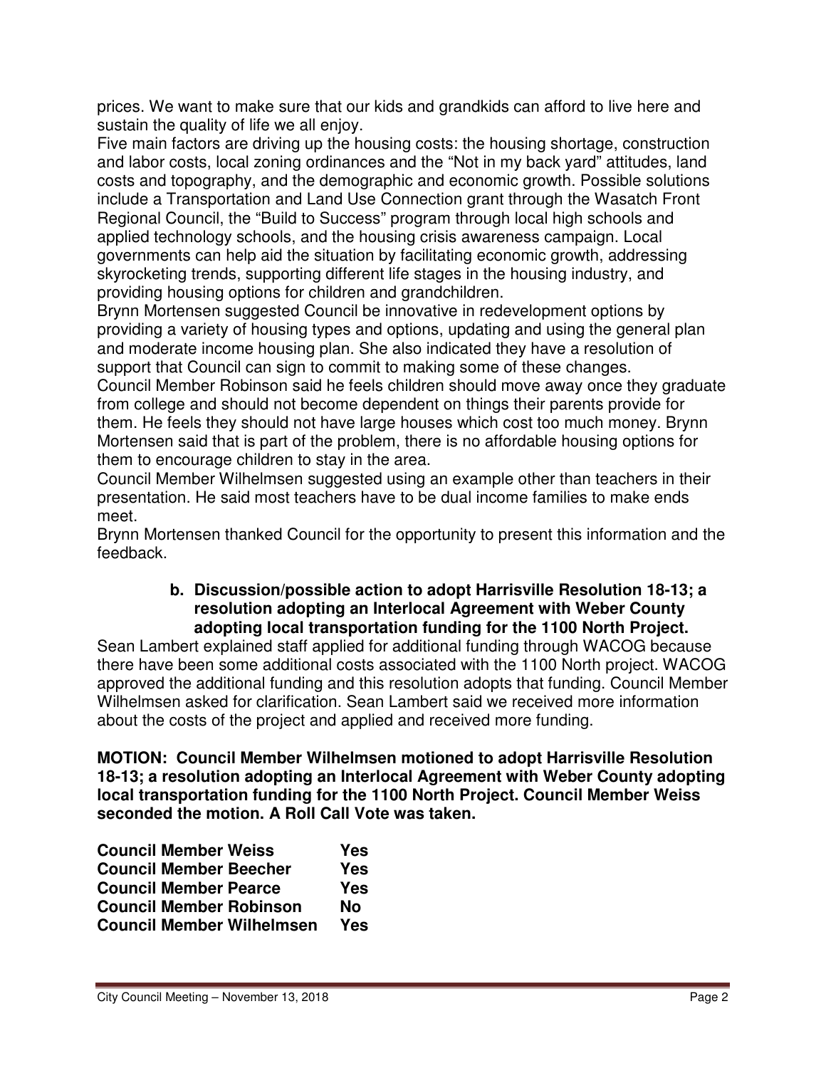prices. We want to make sure that our kids and grandkids can afford to live here and sustain the quality of life we all enjoy.

Five main factors are driving up the housing costs: the housing shortage, construction and labor costs, local zoning ordinances and the "Not in my back yard" attitudes, land costs and topography, and the demographic and economic growth. Possible solutions include a Transportation and Land Use Connection grant through the Wasatch Front Regional Council, the "Build to Success" program through local high schools and applied technology schools, and the housing crisis awareness campaign. Local governments can help aid the situation by facilitating economic growth, addressing skyrocketing trends, supporting different life stages in the housing industry, and providing housing options for children and grandchildren.

Brynn Mortensen suggested Council be innovative in redevelopment options by providing a variety of housing types and options, updating and using the general plan and moderate income housing plan. She also indicated they have a resolution of support that Council can sign to commit to making some of these changes.

Council Member Robinson said he feels children should move away once they graduate from college and should not become dependent on things their parents provide for them. He feels they should not have large houses which cost too much money. Brynn Mortensen said that is part of the problem, there is no affordable housing options for them to encourage children to stay in the area.

Council Member Wilhelmsen suggested using an example other than teachers in their presentation. He said most teachers have to be dual income families to make ends meet.

Brynn Mortensen thanked Council for the opportunity to present this information and the feedback.

**b. Discussion/possible action to adopt Harrisville Resolution 18-13; a resolution adopting an Interlocal Agreement with Weber County adopting local transportation funding for the 1100 North Project.**

Sean Lambert explained staff applied for additional funding through WACOG because there have been some additional costs associated with the 1100 North project. WACOG approved the additional funding and this resolution adopts that funding. Council Member Wilhelmsen asked for clarification. Sean Lambert said we received more information about the costs of the project and applied and received more funding.

**MOTION: Council Member Wilhelmsen motioned to adopt Harrisville Resolution 18-13; a resolution adopting an Interlocal Agreement with Weber County adopting local transportation funding for the 1100 North Project. Council Member Weiss seconded the motion. A Roll Call Vote was taken.**

| | |
|---|---|
| **Council Member Weiss** | **Yes** |
| **Council Member Beecher** | **Yes** |
| **Council Member Pearce** | **Yes** |
| **Council Member Robinson** | **No** |
| **Council Member Wilhelmsen** | **Yes** |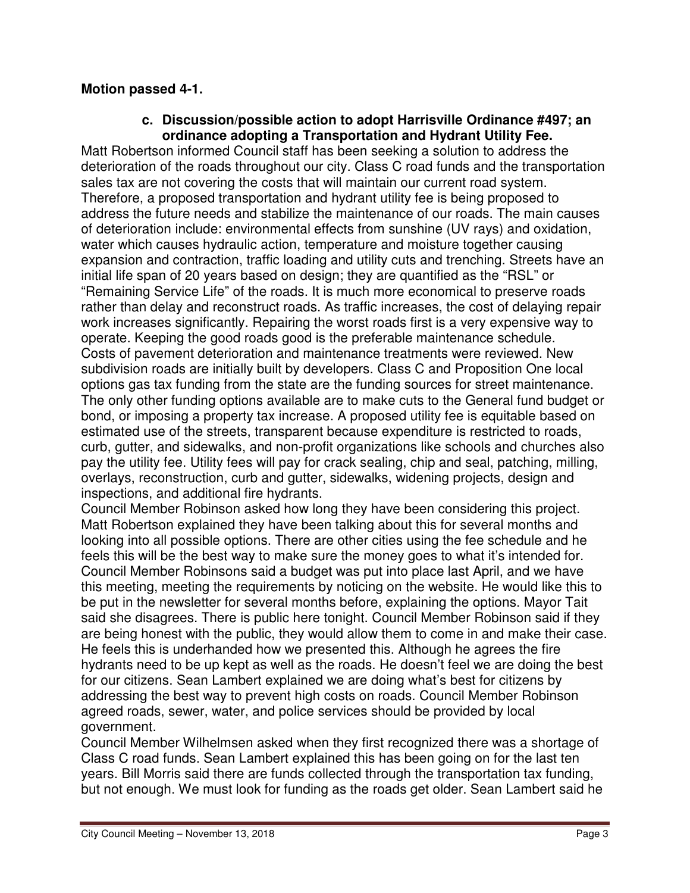**Motion passed 4-1.**

**c. Discussion/possible action to adopt Harrisville Ordinance #497; an ordinance adopting a Transportation and Hydrant Utility Fee.**

Matt Robertson informed Council staff has been seeking a solution to address the deterioration of the roads throughout our city. Class C road funds and the transportation sales tax are not covering the costs that will maintain our current road system. Therefore, a proposed transportation and hydrant utility fee is being proposed to address the future needs and stabilize the maintenance of our roads. The main causes of deterioration include: environmental effects from sunshine (UV rays) and oxidation, water which causes hydraulic action, temperature and moisture together causing expansion and contraction, traffic loading and utility cuts and trenching. Streets have an initial life span of 20 years based on design; they are quantified as the "RSL" or "Remaining Service Life" of the roads. It is much more economical to preserve roads rather than delay and reconstruct roads. As traffic increases, the cost of delaying repair work increases significantly. Repairing the worst roads first is a very expensive way to operate. Keeping the good roads good is the preferable maintenance schedule. Costs of pavement deterioration and maintenance treatments were reviewed. New subdivision roads are initially built by developers. Class C and Proposition One local options gas tax funding from the state are the funding sources for street maintenance. The only other funding options available are to make cuts to the General fund budget or bond, or imposing a property tax increase. A proposed utility fee is equitable based on estimated use of the streets, transparent because expenditure is restricted to roads, curb, gutter, and sidewalks, and non-profit organizations like schools and churches also pay the utility fee. Utility fees will pay for crack sealing, chip and seal, patching, milling, overlays, reconstruction, curb and gutter, sidewalks, widening projects, design and inspections, and additional fire hydrants.

Council Member Robinson asked how long they have been considering this project. Matt Robertson explained they have been talking about this for several months and looking into all possible options. There are other cities using the fee schedule and he feels this will be the best way to make sure the money goes to what it's intended for. Council Member Robinsons said a budget was put into place last April, and we have this meeting, meeting the requirements by noticing on the website. He would like this to be put in the newsletter for several months before, explaining the options. Mayor Tait said she disagrees. There is public here tonight. Council Member Robinson said if they are being honest with the public, they would allow them to come in and make their case. He feels this is underhanded how we presented this. Although he agrees the fire hydrants need to be up kept as well as the roads. He doesn't feel we are doing the best for our citizens. Sean Lambert explained we are doing what's best for citizens by addressing the best way to prevent high costs on roads. Council Member Robinson agreed roads, sewer, water, and police services should be provided by local government.

Council Member Wilhelmsen asked when they first recognized there was a shortage of Class C road funds. Sean Lambert explained this has been going on for the last ten years. Bill Morris said there are funds collected through the transportation tax funding, but not enough. We must look for funding as the roads get older. Sean Lambert said he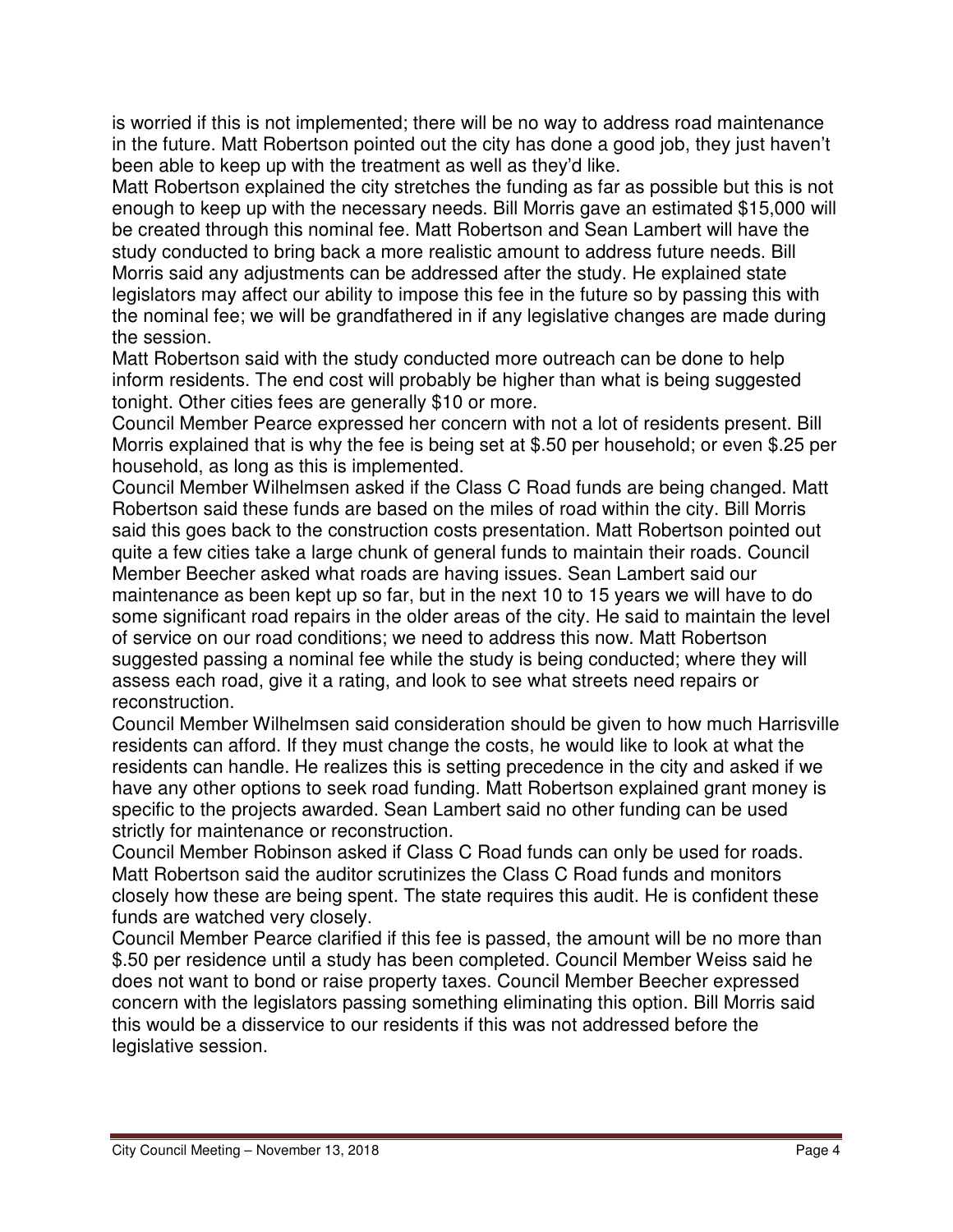is worried if this is not implemented; there will be no way to address road maintenance in the future. Matt Robertson pointed out the city has done a good job, they just haven't been able to keep up with the treatment as well as they'd like.

Matt Robertson explained the city stretches the funding as far as possible but this is not enough to keep up with the necessary needs. Bill Morris gave an estimated $15,000 will be created through this nominal fee. Matt Robertson and Sean Lambert will have the study conducted to bring back a more realistic amount to address future needs. Bill Morris said any adjustments can be addressed after the study. He explained state legislators may affect our ability to impose this fee in the future so by passing this with the nominal fee; we will be grandfathered in if any legislative changes are made during the session.

Matt Robertson said with the study conducted more outreach can be done to help inform residents. The end cost will probably be higher than what is being suggested tonight. Other cities fees are generally $10 or more.

Council Member Pearce expressed her concern with not a lot of residents present. Bill Morris explained that is why the fee is being set at $.50 per household; or even $.25 per household, as long as this is implemented.

Council Member Wilhelmsen asked if the Class C Road funds are being changed. Matt Robertson said these funds are based on the miles of road within the city. Bill Morris said this goes back to the construction costs presentation. Matt Robertson pointed out quite a few cities take a large chunk of general funds to maintain their roads. Council Member Beecher asked what roads are having issues. Sean Lambert said our maintenance as been kept up so far, but in the next 10 to 15 years we will have to do some significant road repairs in the older areas of the city. He said to maintain the level of service on our road conditions; we need to address this now. Matt Robertson suggested passing a nominal fee while the study is being conducted; where they will assess each road, give it a rating, and look to see what streets need repairs or reconstruction.

Council Member Wilhelmsen said consideration should be given to how much Harrisville residents can afford. If they must change the costs, he would like to look at what the residents can handle. He realizes this is setting precedence in the city and asked if we have any other options to seek road funding. Matt Robertson explained grant money is specific to the projects awarded. Sean Lambert said no other funding can be used strictly for maintenance or reconstruction.

Council Member Robinson asked if Class C Road funds can only be used for roads. Matt Robertson said the auditor scrutinizes the Class C Road funds and monitors closely how these are being spent. The state requires this audit. He is confident these funds are watched very closely.

Council Member Pearce clarified if this fee is passed, the amount will be no more than $.50 per residence until a study has been completed. Council Member Weiss said he does not want to bond or raise property taxes. Council Member Beecher expressed concern with the legislators passing something eliminating this option. Bill Morris said this would be a disservice to our residents if this was not addressed before the legislative session.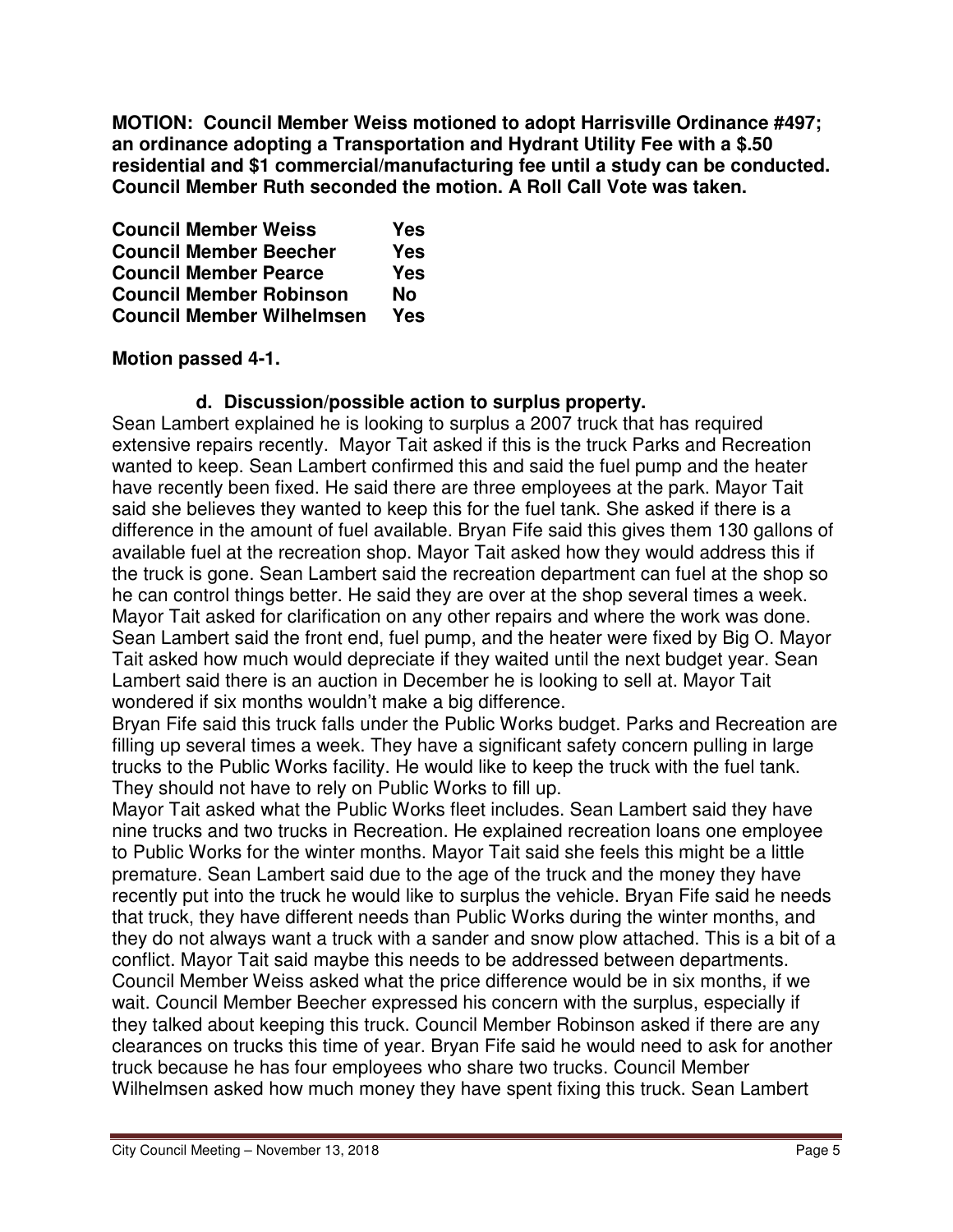**MOTION: Council Member Weiss motioned to adopt Harrisville Ordinance #497; an ordinance adopting a Transportation and Hydrant Utility Fee with a $.50 residential and $1 commercial/manufacturing fee until a study can be conducted. Council Member Ruth seconded the motion. A Roll Call Vote was taken.**

| | |
|---|---|
| **Council Member Weiss** | **Yes** |
| **Council Member Beecher** | **Yes** |
| **Council Member Pearce** | **Yes** |
| **Council Member Robinson** | **No** |
| **Council Member Wilhelmsen** | **Yes** |

**Motion passed 4-1.**

### d. Discussion/possible action to surplus property.

Sean Lambert explained he is looking to surplus a 2007 truck that has required extensive repairs recently. Mayor Tait asked if this is the truck Parks and Recreation wanted to keep. Sean Lambert confirmed this and said the fuel pump and the heater have recently been fixed. He said there are three employees at the park. Mayor Tait said she believes they wanted to keep this for the fuel tank. She asked if there is a difference in the amount of fuel available. Bryan Fife said this gives them 130 gallons of available fuel at the recreation shop. Mayor Tait asked how they would address this if the truck is gone. Sean Lambert said the recreation department can fuel at the shop so he can control things better. He said they are over at the shop several times a week. Mayor Tait asked for clarification on any other repairs and where the work was done. Sean Lambert said the front end, fuel pump, and the heater were fixed by Big O. Mayor Tait asked how much would depreciate if they waited until the next budget year. Sean Lambert said there is an auction in December he is looking to sell at. Mayor Tait wondered if six months wouldn't make a big difference.

Bryan Fife said this truck falls under the Public Works budget. Parks and Recreation are filling up several times a week. They have a significant safety concern pulling in large trucks to the Public Works facility. He would like to keep the truck with the fuel tank. They should not have to rely on Public Works to fill up.

Mayor Tait asked what the Public Works fleet includes. Sean Lambert said they have nine trucks and two trucks in Recreation. He explained recreation loans one employee to Public Works for the winter months. Mayor Tait said she feels this might be a little premature. Sean Lambert said due to the age of the truck and the money they have recently put into the truck he would like to surplus the vehicle. Bryan Fife said he needs that truck, they have different needs than Public Works during the winter months, and they do not always want a truck with a sander and snow plow attached. This is a bit of a conflict. Mayor Tait said maybe this needs to be addressed between departments. Council Member Weiss asked what the price difference would be in six months, if we wait. Council Member Beecher expressed his concern with the surplus, especially if they talked about keeping this truck. Council Member Robinson asked if there are any clearances on trucks this time of year. Bryan Fife said he would need to ask for another truck because he has four employees who share two trucks. Council Member Wilhelmsen asked how much money they have spent fixing this truck. Sean Lambert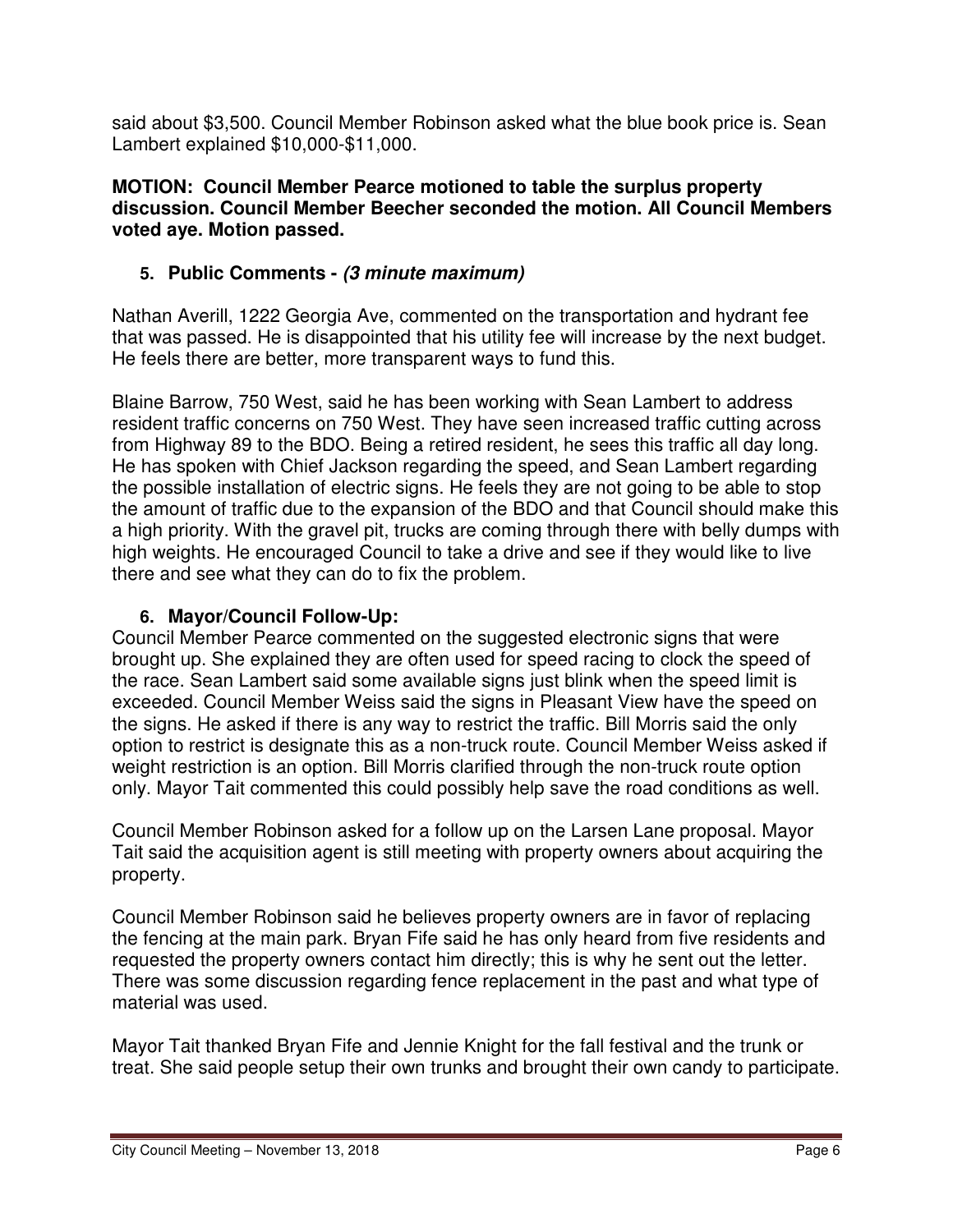said about $3,500. Council Member Robinson asked what the blue book price is. Sean Lambert explained $10,000-$11,000.

**MOTION: Council Member Pearce motioned to table the surplus property discussion. Council Member Beecher seconded the motion. All Council Members voted aye. Motion passed.**

5. **Public Comments -** ***(3 minute maximum)***

Nathan Averill, 1222 Georgia Ave, commented on the transportation and hydrant fee that was passed. He is disappointed that his utility fee will increase by the next budget. He feels there are better, more transparent ways to fund this.

Blaine Barrow, 750 West, said he has been working with Sean Lambert to address resident traffic concerns on 750 West. They have seen increased traffic cutting across from Highway 89 to the BDO. Being a retired resident, he sees this traffic all day long. He has spoken with Chief Jackson regarding the speed, and Sean Lambert regarding the possible installation of electric signs. He feels they are not going to be able to stop the amount of traffic due to the expansion of the BDO and that Council should make this a high priority. With the gravel pit, trucks are coming through there with belly dumps with high weights. He encouraged Council to take a drive and see if they would like to live there and see what they can do to fix the problem.

6. **Mayor/Council Follow-Up:**

Council Member Pearce commented on the suggested electronic signs that were brought up. She explained they are often used for speed racing to clock the speed of the race. Sean Lambert said some available signs just blink when the speed limit is exceeded. Council Member Weiss said the signs in Pleasant View have the speed on the signs. He asked if there is any way to restrict the traffic. Bill Morris said the only option to restrict is designate this as a non-truck route. Council Member Weiss asked if weight restriction is an option. Bill Morris clarified through the non-truck route option only. Mayor Tait commented this could possibly help save the road conditions as well.

Council Member Robinson asked for a follow up on the Larsen Lane proposal. Mayor Tait said the acquisition agent is still meeting with property owners about acquiring the property.

Council Member Robinson said he believes property owners are in favor of replacing the fencing at the main park. Bryan Fife said he has only heard from five residents and requested the property owners contact him directly; this is why he sent out the letter. There was some discussion regarding fence replacement in the past and what type of material was used.

Mayor Tait thanked Bryan Fife and Jennie Knight for the fall festival and the trunk or treat. She said people setup their own trunks and brought their own candy to participate.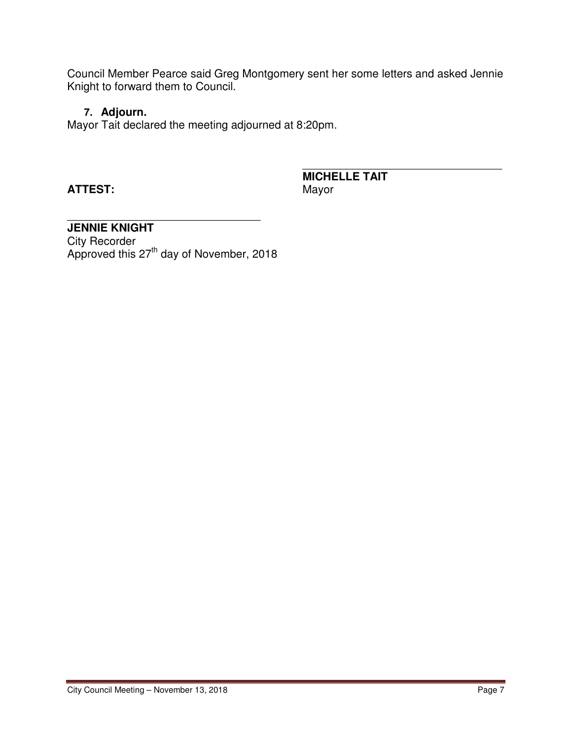Council Member Pearce said Greg Montgomery sent her some letters and asked Jennie Knight to forward them to Council.

**7. Adjourn.**

Mayor Tait declared the meeting adjourned at 8:20pm.

_________________________________
**MICHELLE TAIT**
Mayor

**ATTEST:**

_________________________________
**JENNIE KNIGHT**
City Recorder
Approved this 27th day of November, 2018